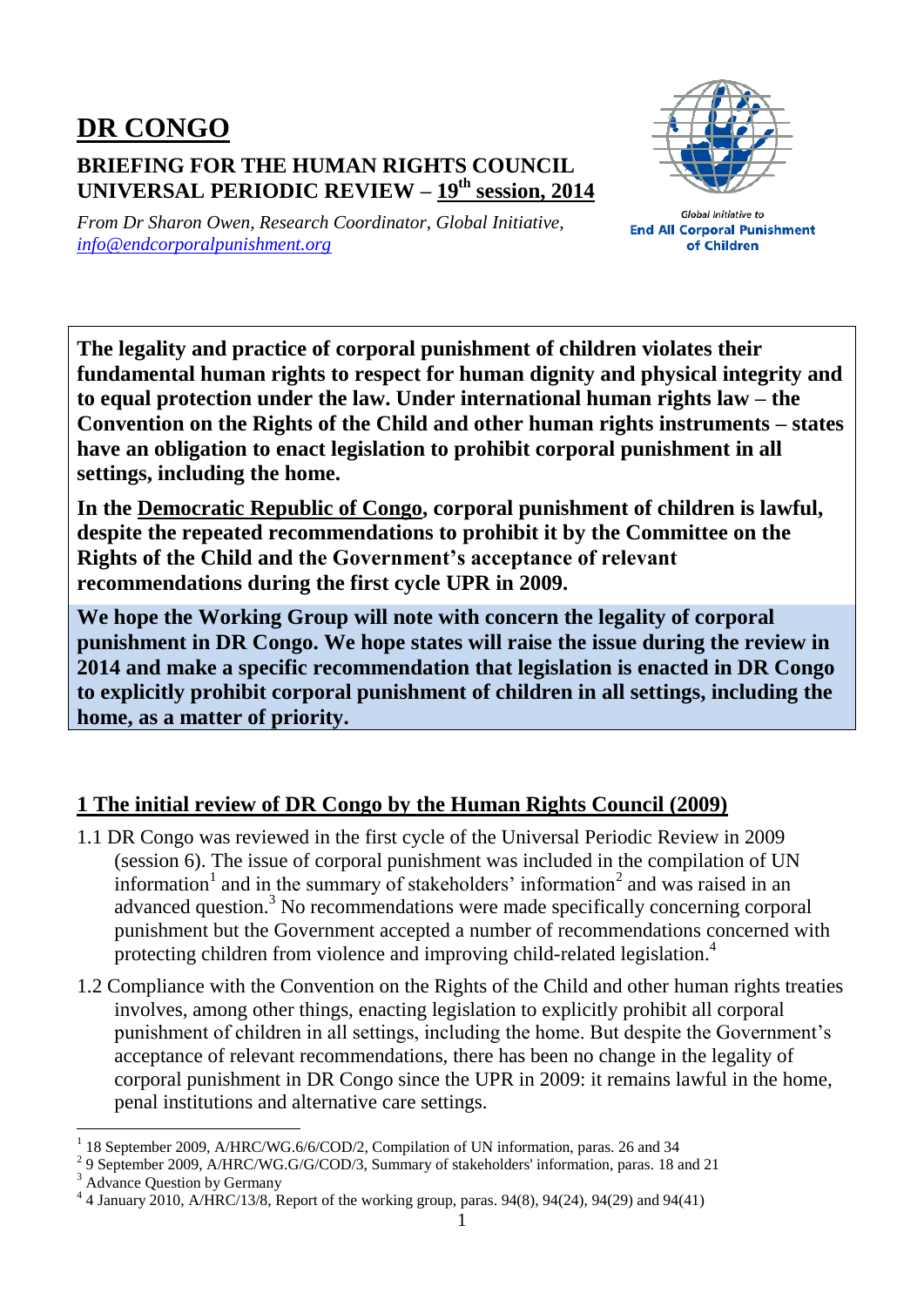# DR CONGO

## BRIEFING FOR THE HUMAN RIGHTS COUNCIL UNIVERSAL PERIODIC REVIEW – 19th session, 2014

*From Dr Sharon Owen, Research Coordinator, Global Initiative, info@endcorporalpunishment.org*

Global Initiative to **End All Corporal Punishment of Children**

**The legality and practice of corporal punishment of children violates their fundamental human rights to respect for human dignity and physical integrity and to equal protection under the law. Under international human rights law – the Convention on the Rights of the Child and other human rights instruments – states have an obligation to enact legislation to prohibit corporal punishment in all settings, including the home.**

**In the Democratic Republic of Congo, corporal punishment of children is lawful, despite the repeated recommendations to prohibit it by the Committee on the Rights of the Child and the Government's acceptance of relevant recommendations during the first cycle UPR in 2009.**

**We hope the Working Group will note with concern the legality of corporal punishment in DR Congo. We hope states will raise the issue during the review in 2014 and make a specific recommendation that legislation is enacted in DR Congo to explicitly prohibit corporal punishment of children in all settings, including the home, as a matter of priority.**

## 1 The initial review of DR Congo by the Human Rights Council (2009)

1.1 DR Congo was reviewed in the first cycle of the Universal Periodic Review in 2009 (session 6). The issue of corporal punishment was included in the compilation of UN information[1] and in the summary of stakeholders' information[2] and was raised in an advanced question.[3] No recommendations were made specifically concerning corporal punishment but the Government accepted a number of recommendations concerned with protecting children from violence and improving child-related legislation.[4]

1.2 Compliance with the Convention on the Rights of the Child and other human rights treaties involves, among other things, enacting legislation to explicitly prohibit all corporal punishment of children in all settings, including the home. But despite the Government's acceptance of relevant recommendations, there has been no change in the legality of corporal punishment in DR Congo since the UPR in 2009: it remains lawful in the home, penal institutions and alternative care settings.

---

[1] 18 September 2009, A/HRC/WG.6/6/COD/2, Compilation of UN information, paras. 26 and 34

[2] 9 September 2009, A/HRC/WG.G/G/COD/3, Summary of stakeholders' information, paras. 18 and 21

[3] Advance Question by Germany

[4] 4 January 2010, A/HRC/13/8, Report of the working group, paras. 94(8), 94(24), 94(29) and 94(41)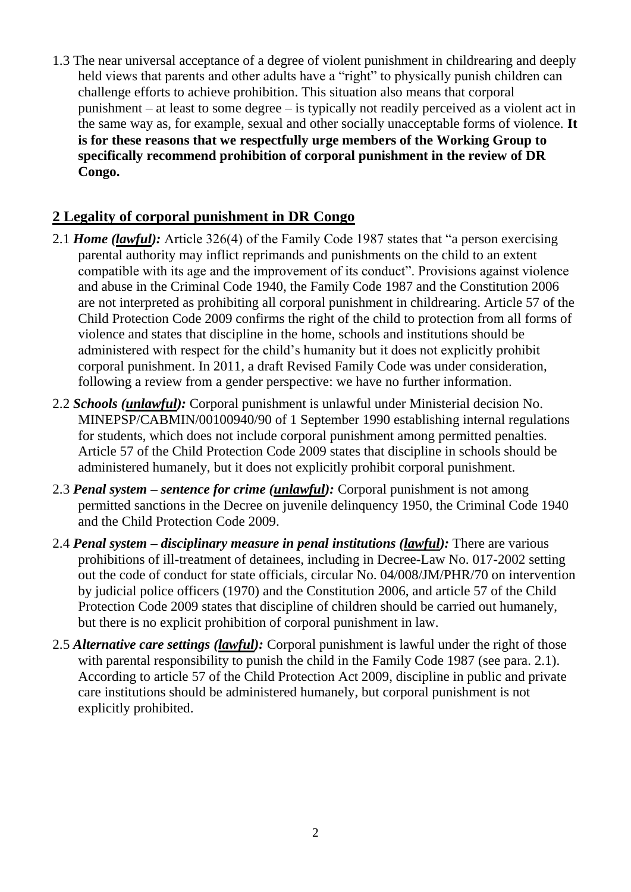1.3 The near universal acceptance of a degree of violent punishment in childrearing and deeply held views that parents and other adults have a "right" to physically punish children can challenge efforts to achieve prohibition. This situation also means that corporal punishment – at least to some degree – is typically not readily perceived as a violent act in the same way as, for example, sexual and other socially unacceptable forms of violence. **It is for these reasons that we respectfully urge members of the Working Group to specifically recommend prohibition of corporal punishment in the review of DR Congo.**

## 2 Legality of corporal punishment in DR Congo

2.1 ***Home (lawful):*** Article 326(4) of the Family Code 1987 states that "a person exercising parental authority may inflict reprimands and punishments on the child to an extent compatible with its age and the improvement of its conduct". Provisions against violence and abuse in the Criminal Code 1940, the Family Code 1987 and the Constitution 2006 are not interpreted as prohibiting all corporal punishment in childrearing. Article 57 of the Child Protection Code 2009 confirms the right of the child to protection from all forms of violence and states that discipline in the home, schools and institutions should be administered with respect for the child's humanity but it does not explicitly prohibit corporal punishment. In 2011, a draft Revised Family Code was under consideration, following a review from a gender perspective: we have no further information.

2.2 ***Schools (unlawful):*** Corporal punishment is unlawful under Ministerial decision No. MINEPSP/CABMIN/00100940/90 of 1 September 1990 establishing internal regulations for students, which does not include corporal punishment among permitted penalties. Article 57 of the Child Protection Code 2009 states that discipline in schools should be administered humanely, but it does not explicitly prohibit corporal punishment.

2.3 ***Penal system – sentence for crime (unlawful):*** Corporal punishment is not among permitted sanctions in the Decree on juvenile delinquency 1950, the Criminal Code 1940 and the Child Protection Code 2009.

2.4 ***Penal system – disciplinary measure in penal institutions (lawful):*** There are various prohibitions of ill-treatment of detainees, including in Decree-Law No. 017-2002 setting out the code of conduct for state officials, circular No. 04/008/JM/PHR/70 on intervention by judicial police officers (1970) and the Constitution 2006, and article 57 of the Child Protection Code 2009 states that discipline of children should be carried out humanely, but there is no explicit prohibition of corporal punishment in law.

2.5 ***Alternative care settings (lawful):*** Corporal punishment is lawful under the right of those with parental responsibility to punish the child in the Family Code 1987 (see para. 2.1). According to article 57 of the Child Protection Act 2009, discipline in public and private care institutions should be administered humanely, but corporal punishment is not explicitly prohibited.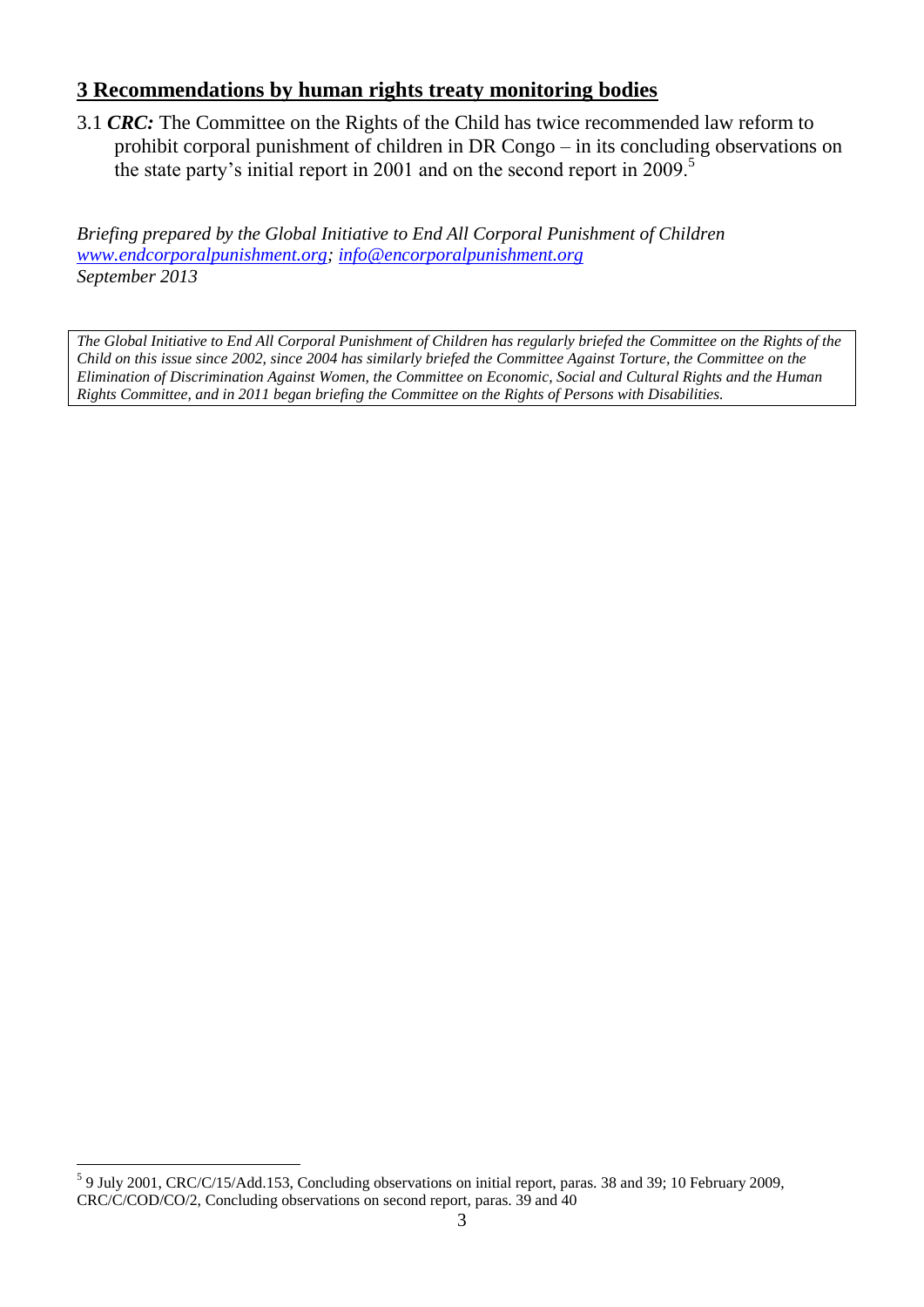## 3 Recommendations by human rights treaty monitoring bodies

3.1 ***CRC:*** The Committee on the Rights of the Child has twice recommended law reform to prohibit corporal punishment of children in DR Congo – in its concluding observations on the state party's initial report in 2001 and on the second report in 2009.[5]

*Briefing prepared by the Global Initiative to End All Corporal Punishment of Children*
*www.endcorporalpunishment.org; info@encorporalpunishment.org*
*September 2013*

*The Global Initiative to End All Corporal Punishment of Children has regularly briefed the Committee on the Rights of the Child on this issue since 2002, since 2004 has similarly briefed the Committee Against Torture, the Committee on the Elimination of Discrimination Against Women, the Committee on Economic, Social and Cultural Rights and the Human Rights Committee, and in 2011 began briefing the Committee on the Rights of Persons with Disabilities.*

---

[5] 9 July 2001, CRC/C/15/Add.153, Concluding observations on initial report, paras. 38 and 39; 10 February 2009, CRC/C/COD/CO/2, Concluding observations on second report, paras. 39 and 40